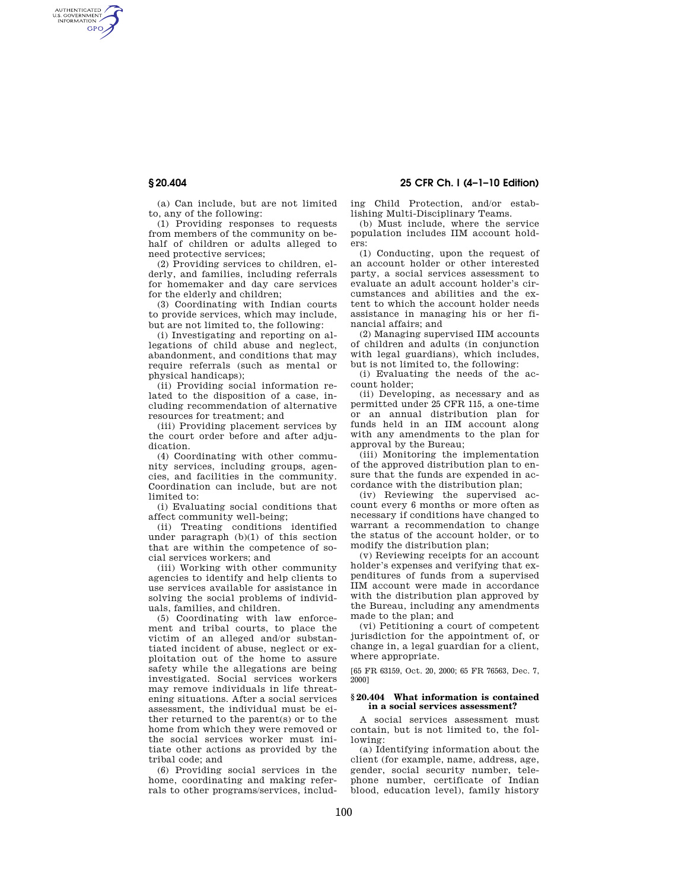(a) Can include, but are not limited to, any of the following:

(1) Providing responses to requests from members of the community on behalf of children or adults alleged to need protective services;

(2) Providing services to children, elderly, and families, including referrals for homemaker and day care services for the elderly and children;

(3) Coordinating with Indian courts to provide services, which may include, but are not limited to, the following:

(i) Investigating and reporting on allegations of child abuse and neglect, abandonment, and conditions that may require referrals (such as mental or physical handicaps);

(ii) Providing social information related to the disposition of a case, including recommendation of alternative resources for treatment; and

(iii) Providing placement services by the court order before and after adjudication.

(4) Coordinating with other community services, including groups, agencies, and facilities in the community. Coordination can include, but are not limited to:

(i) Evaluating social conditions that affect community well-being;

(ii) Treating conditions identified under paragraph (b)(1) of this section that are within the competence of social services workers; and

(iii) Working with other community agencies to identify and help clients to use services available for assistance in solving the social problems of individuals, families, and children.

(5) Coordinating with law enforcement and tribal courts, to place the victim of an alleged and/or substantiated incident of abuse, neglect or exploitation out of the home to assure safety while the allegations are being investigated. Social services workers may remove individuals in life threatening situations. After a social services assessment, the individual must be either returned to the parent(s) or to the home from which they were removed or the social services worker must initiate other actions as provided by the tribal code; and

(6) Providing social services in the home, coordinating and making referrals to other programs/services, including Child Protection, and/or establishing Multi-Disciplinary Teams.

(b) Must include, where the service population includes IIM account holders:

(1) Conducting, upon the request of an account holder or other interested party, a social services assessment to evaluate an adult account holder's circumstances and abilities and the extent to which the account holder needs assistance in managing his or her financial affairs; and

(2) Managing supervised IIM accounts of children and adults (in conjunction with legal guardians), which includes, but is not limited to, the following:

(i) Evaluating the needs of the account holder;

(ii) Developing, as necessary and as permitted under 25 CFR 115, a one-time or an annual distribution plan for funds held in an IIM account along with any amendments to the plan for approval by the Bureau;

(iii) Monitoring the implementation of the approved distribution plan to ensure that the funds are expended in accordance with the distribution plan;

(iv) Reviewing the supervised account every 6 months or more often as necessary if conditions have changed to warrant a recommendation to change the status of the account holder, or to modify the distribution plan;

(v) Reviewing receipts for an account holder's expenses and verifying that expenditures of funds from a supervised IIM account were made in accordance with the distribution plan approved by the Bureau, including any amendments made to the plan; and

(vi) Petitioning a court of competent jurisdiction for the appointment of, or change in, a legal guardian for a client, where appropriate.

[65 FR 63159, Oct. 20, 2000; 65 FR 76563, Dec. 7, 2000]

### § 20.404 What information is contained in a social services assessment?

A social services assessment must contain, but is not limited to, the following:

(a) Identifying information about the client (for example, name, address, age, gender, social security number, telephone number, certificate of Indian blood, education level), family history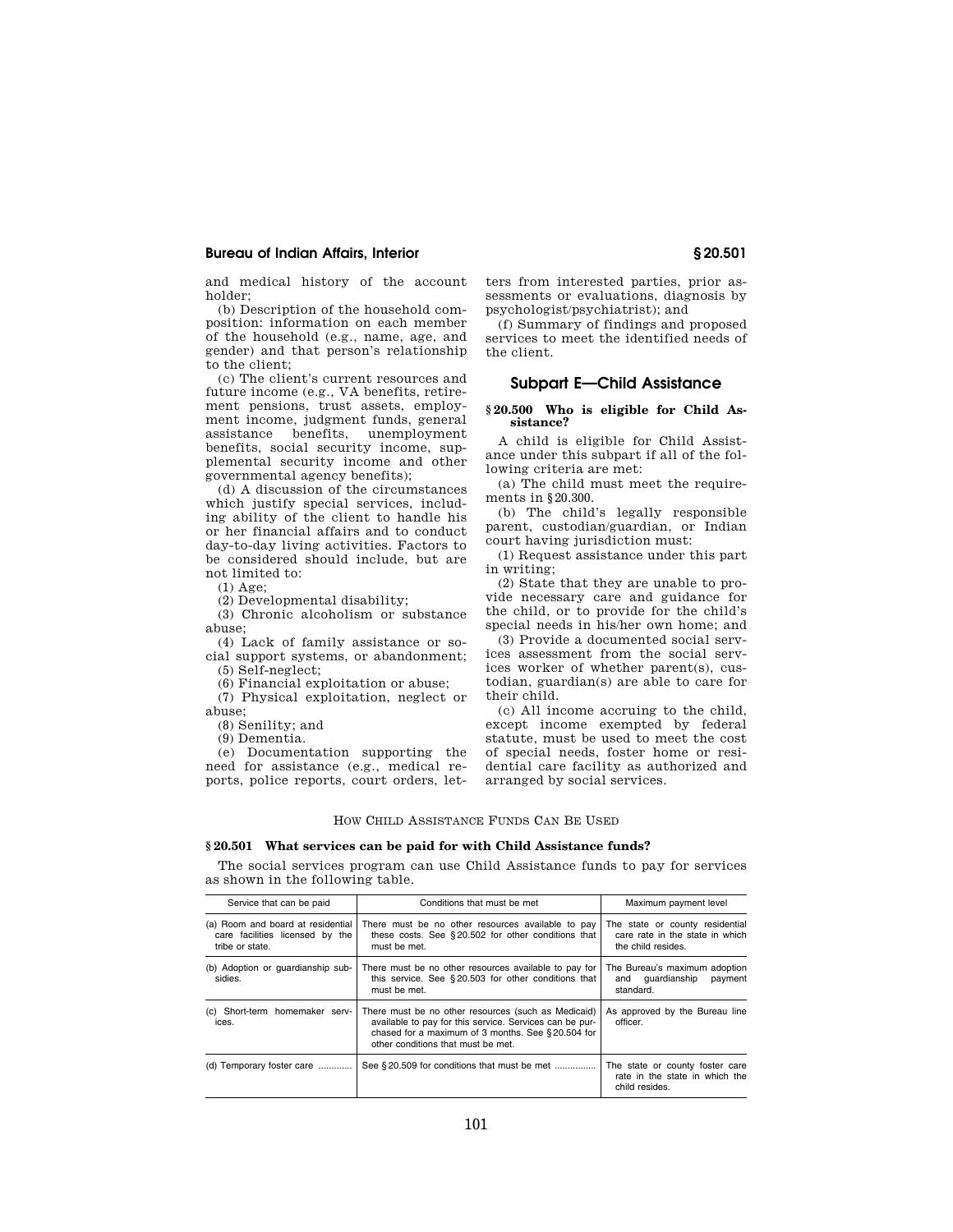and medical history of the account holder;

(b) Description of the household composition: information on each member of the household (e.g., name, age, and gender) and that person's relationship to the client;

(c) The client's current resources and future income (e.g., VA benefits, retirement pensions, trust assets, employment income, judgment funds, general assistance benefits, unemployment benefits, social security income, supplemental security income and other governmental agency benefits);

(d) A discussion of the circumstances which justify special services, including ability of the client to handle his or her financial affairs and to conduct day-to-day living activities. Factors to be considered should include, but are not limited to:

(1) Age;

(2) Developmental disability;

(3) Chronic alcoholism or substance abuse;

(4) Lack of family assistance or social support systems, or abandonment;

(5) Self-neglect;

(6) Financial exploitation or abuse;

(7) Physical exploitation, neglect or abuse;

(8) Senility; and

(9) Dementia.

(e) Documentation supporting the need for assistance (e.g., medical reports, police reports, court orders, letters from interested parties, prior assessments or evaluations, diagnosis by psychologist/psychiatrist); and

(f) Summary of findings and proposed services to meet the identified needs of the client.

## Subpart E—Child Assistance

### § 20.500 Who is eligible for Child Assistance?

A child is eligible for Child Assistance under this subpart if all of the following criteria are met:

(a) The child must meet the requirements in § 20.300.

(b) The child's legally responsible parent, custodian/guardian, or Indian court having jurisdiction must:

(1) Request assistance under this part in writing;

(2) State that they are unable to provide necessary care and guidance for the child, or to provide for the child's special needs in his/her own home; and

(3) Provide a documented social services assessment from the social services worker of whether parent(s), custodian, guardian(s) are able to care for their child.

(c) All income accruing to the child, except income exempted by federal statute, must be used to meet the cost of special needs, foster home or residential care facility as authorized and arranged by social services.

HOW CHILD ASSISTANCE FUNDS CAN BE USED

### § 20.501 What services can be paid for with Child Assistance funds?

The social services program can use Child Assistance funds to pay for services as shown in the following table.

| Service that can be paid | Conditions that must be met | Maximum payment level |
|---|---|---|
| (a) Room and board at residential care facilities licensed by the tribe or state. | There must be no other resources available to pay these costs. See § 20.502 for other conditions that must be met. | The state or county residential care rate in the state in which the child resides. |
| (b) Adoption or guardianship subsidies. | There must be no other resources available to pay for this service. See § 20.503 for other conditions that must be met. | The Bureau's maximum adoption and guardianship payment standard. |
| (c) Short-term homemaker services. | There must be no other resources (such as Medicaid) available to pay for this service. Services can be purchased for a maximum of 3 months. See § 20.504 for other conditions that must be met. | As approved by the Bureau line officer. |
| (d) Temporary foster care | See § 20.509 for conditions that must be met | The state or county foster care rate in the state in which the child resides. |